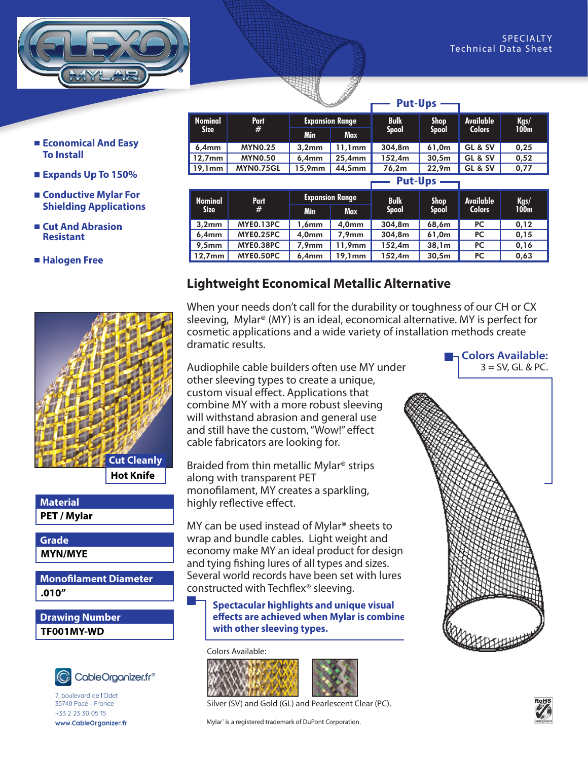SPECIALTY
Technical Data Sheet

- Economical And Easy To Install
- Expands Up To 150%
- Conductive Mylar For Shielding Applications
- Cut And Abrasion Resistant
- Halogen Free

| Nominal Size | Part # | Expansion Range | | Put-Ups | | Available Colors | Kgs/ 100m |
|---|---|---|---|---|---|---|---|
| | | Min | Max | Bulk Spool | Shop Spool | | |
| 6,4mm | MYN0.25 | 3,2mm | 11,1mm | 304,8m | 61,0m | GL & SV | 0,25 |
| 12,7mm | MYN0.50 | 6,4mm | 25,4mm | 152,4m | 30,5m | GL & SV | 0,52 |
| 19,1mm | MYN0.75GL | 15,9mm | 44,5mm | 76,2m | 22,9m | GL & SV | 0,77 |

| Nominal Size | Part # | Expansion Range | | Put-Ups | | Available Colors | Kgs/ 100m |
|---|---|---|---|---|---|---|---|
| | | Min | Max | Bulk Spool | Shop Spool | | |
| 3,2mm | MYE0.13PC | 1,6mm | 4,0mm | 304,8m | 68,6m | PC | 0,12 |
| 6,4mm | MYE0.25PC | 4,0mm | 7,9mm | 304,8m | 61,0m | PC | 0,15 |
| 9,5mm | MYE0.38PC | 7,9mm | 11,9mm | 152,4m | 38,1m | PC | 0,16 |
| 12,7mm | MYE0.50PC | 6,4mm | 19,1mm | 152,4m | 30,5m | PC | 0,63 |

## Lightweight Economical Metallic Alternative

When your needs don't call for the durability or toughness of our CH or CX sleeving, Mylar® (MY) is an ideal, economical alternative. MY is perfect for cosmetic applications and a wide variety of installation methods create dramatic results.

Audiophile cable builders often use MY under other sleeving types to create a unique, custom visual effect. Applications that combine MY with a more robust sleeving will withstand abrasion and general use and still have the custom, "Wow!" effect cable fabricators are looking for.

Braided from thin metallic Mylar® strips along with transparent PET monofilament, MY creates a sparkling, highly reflective effect.

MY can be used instead of Mylar® sheets to wrap and bundle cables. Light weight and economy make MY an ideal product for design and tying fishing lures of all types and sizes. Several world records have been set with lures constructed with Techflex® sleeving.

**Spectacular highlights and unique visual effects are achieved when Mylar is combine with other sleeving types.**

**Colors Available:**
3 = SV, GL & PC.

Cut Cleanly
**Hot Knife**

| Material |
|---|
| PET / Mylar |

| Grade |
|---|
| MYN/MYE |

| Monofilament Diameter |
|---|
| .010" |

| Drawing Number |
|---|
| TF001MY-WD |

Colors Available:

Silver (SV) and Gold (GL) and Pearlescent Clear (PC).

Mylar® is a registered trademark of DuPont Corporation.

CableOrganizer.fr®
7, boulevard de l'Odet
35740 Pacé - France
+33 2 23 30 05 15
www.CableOrganizer.fr

RoHS Compliant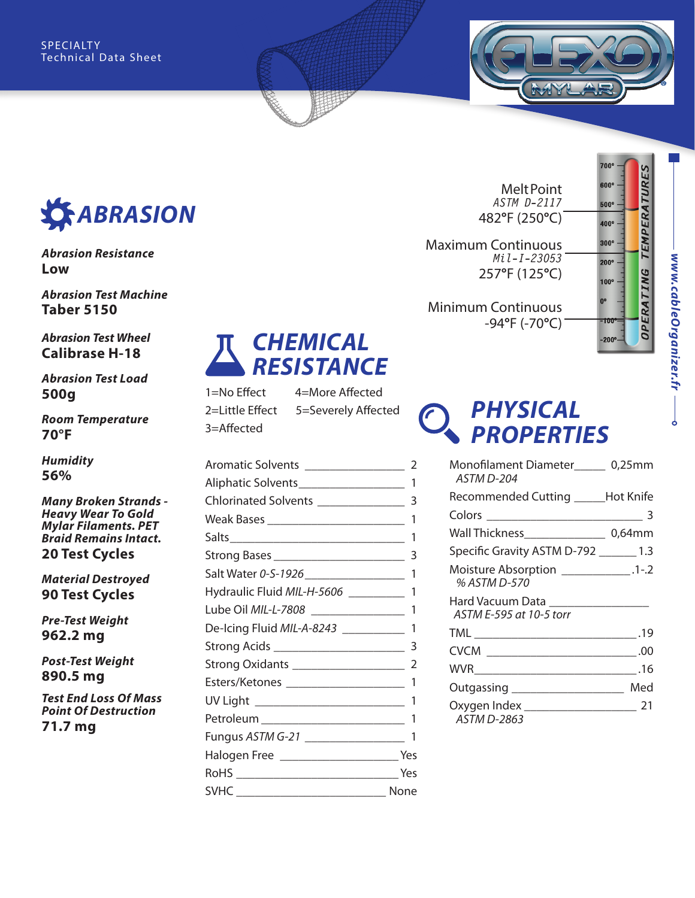SPECIALTY
Technical Data Sheet

FLEXO MYLAR®

# ABRASION

***Abrasion Resistance***
**Low**

***Abrasion Test Machine***
**Taber 5150**

***Abrasion Test Wheel***
**Calibrase H-18**

***Abrasion Test Load***
**500g**

***Room Temperature***
**70°F**

***Humidity***
**56%**

***Many Broken Strands - Heavy Wear To Gold Mylar Filaments. PET Braid Remains Intact.***
**20 Test Cycles**

***Material Destroyed***
**90 Test Cycles**

***Pre-Test Weight***
**962.2 mg**

***Post-Test Weight***
**890.5 mg**

***Test End Loss Of Mass Point Of Destruction***
**71.7 mg**

# CHEMICAL RESISTANCE

1=No Effect
2=Little Effect
3=Affected
4=More Affected
5=Severely Affected

| | |
|---|---|
| Aromatic Solvents | 2 |
| Aliphatic Solvents | 1 |
| Chlorinated Solvents | 3 |
| Weak Bases | 1 |
| Salts | 1 |
| Strong Bases | 3 |
| Salt Water *0-S-1926* | 1 |
| Hydraulic Fluid *MIL-H-5606* | 1 |
| Lube Oil *MIL-L-7808* | 1 |
| De-Icing Fluid *MIL-A-8243* | 1 |
| Strong Acids | 3 |
| Strong Oxidants | 2 |
| Esters/Ketones | 1 |
| UV Light | 1 |
| Petroleum | 1 |
| Fungus *ASTM G-21* | 1 |
| Halogen Free | Yes |
| RoHS | Yes |
| SVHC | None |

# OPERATING TEMPERATURES

Melt Point
*ASTM D-2117*
482°F (250°C)

Maximum Continuous
*Mil-I-23053*
257°F (125°C)

Minimum Continuous
-94°F (-70°C)

700°
600°
500°
400°
300°
200°
100°
0°
-100°
-200°

# PHYSICAL PROPERTIES

| | |
|---|---|
| Monofilament Diameter *ASTM D-204* | 0,25mm |
| Recommended Cutting | Hot Knife |
| Colors | 3 |
| Wall Thickness | 0,64mm |
| Specific Gravity ASTM D-792 | 1.3 |
| Moisture Absorption *% ASTM D-570* | .1-.2 |
| Hard Vacuum Data *ASTM E-595 at 10-5 torr* | |
| TML | .19 |
| CVCM | .00 |
| WVR | .16 |
| Outgassing | Med |
| Oxygen Index *ASTM D-2863* | 21 |

www.cableOrganizer.fr